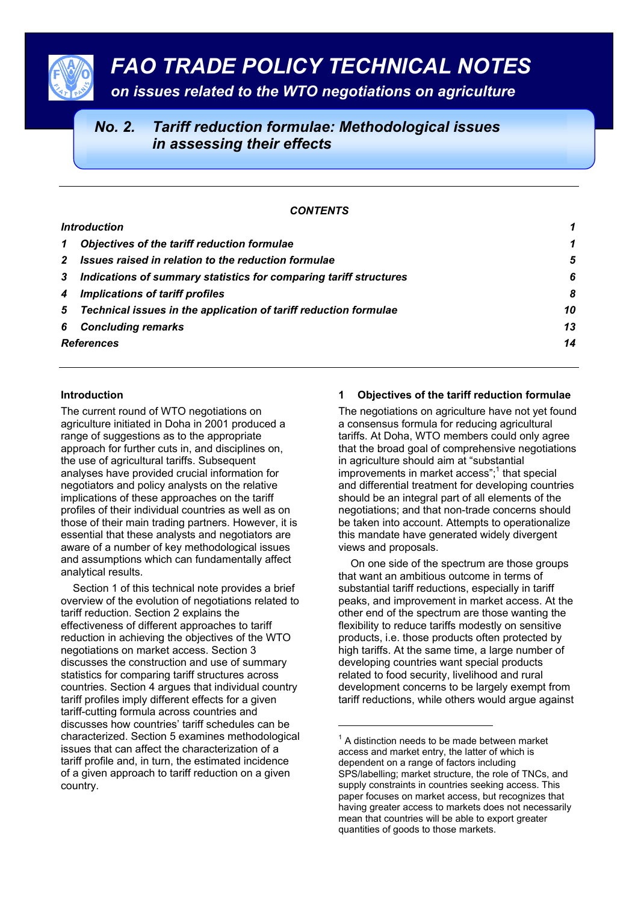# FAO TRADE POLICY TECHNICAL NOTES

*on issues related to the WTO negotiations on agriculture*

## No. 2. Tariff reduction formulae: Methodological issues in assessing their effects

**CONTENTS**

| | | |
|---|---|---|
| *Introduction* | | *1* |
| *1* | *Objectives of the tariff reduction formulae* | *1* |
| *2* | *Issues raised in relation to the reduction formulae* | *5* |
| *3* | *Indications of summary statistics for comparing tariff structures* | *6* |
| *4* | *Implications of tariff profiles* | *8* |
| *5* | *Technical issues in the application of tariff reduction formulae* | *10* |
| *6* | *Concluding remarks* | *13* |
| *References* | | *14* |

### Introduction

The current round of WTO negotiations on agriculture initiated in Doha in 2001 produced a range of suggestions as to the appropriate approach for further cuts in, and disciplines on, the use of agricultural tariffs. Subsequent analyses have provided crucial information for negotiators and policy analysts on the relative implications of these approaches on the tariff profiles of their individual countries as well as on those of their main trading partners. However, it is essential that these analysts and negotiators are aware of a number of key methodological issues and assumptions which can fundamentally affect analytical results.

Section 1 of this technical note provides a brief overview of the evolution of negotiations related to tariff reduction. Section 2 explains the effectiveness of different approaches to tariff reduction in achieving the objectives of the WTO negotiations on market access. Section 3 discusses the construction and use of summary statistics for comparing tariff structures across countries. Section 4 argues that individual country tariff profiles imply different effects for a given tariff-cutting formula across countries and discusses how countries' tariff schedules can be characterized. Section 5 examines methodological issues that can affect the characterization of a tariff profile and, in turn, the estimated incidence of a given approach to tariff reduction on a given country.

### 1 Objectives of the tariff reduction formulae

The negotiations on agriculture have not yet found a consensus formula for reducing agricultural tariffs. At Doha, WTO members could only agree that the broad goal of comprehensive negotiations in agriculture should aim at "substantial improvements in market access";[1] that special and differential treatment for developing countries should be an integral part of all elements of the negotiations; and that non-trade concerns should be taken into account. Attempts to operationalize this mandate have generated widely divergent views and proposals.

On one side of the spectrum are those groups that want an ambitious outcome in terms of substantial tariff reductions, especially in tariff peaks, and improvement in market access. At the other end of the spectrum are those wanting the flexibility to reduce tariffs modestly on sensitive products, i.e. those products often protected by high tariffs. At the same time, a large number of developing countries want special products related to food security, livelihood and rural development concerns to be largely exempt from tariff reductions, while others would argue against

[1] A distinction needs to be made between market access and market entry, the latter of which is dependent on a range of factors including SPS/labelling; market structure, the role of TNCs, and supply constraints in countries seeking access. This paper focuses on market access, but recognizes that having greater access to markets does not necessarily mean that countries will be able to export greater quantities of goods to those markets.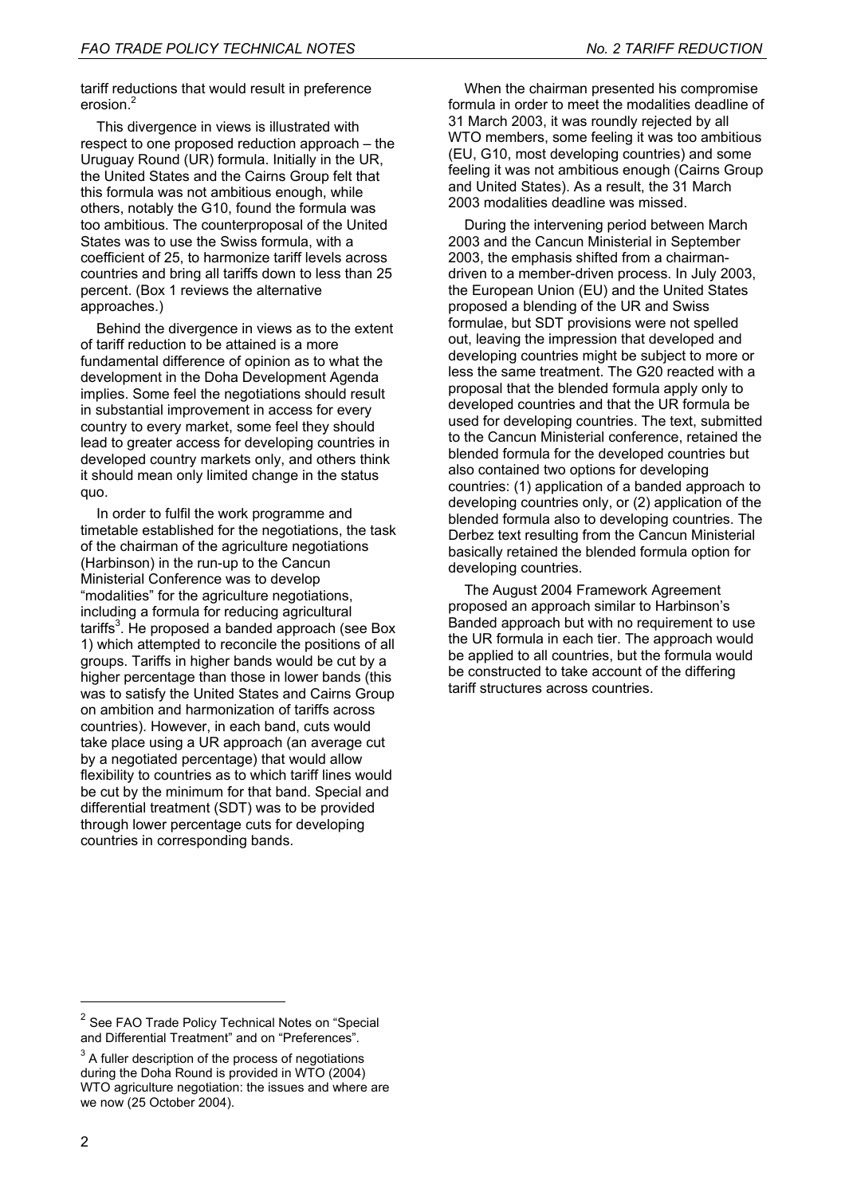tariff reductions that would result in preference erosion.[2]

This divergence in views is illustrated with respect to one proposed reduction approach – the Uruguay Round (UR) formula. Initially in the UR, the United States and the Cairns Group felt that this formula was not ambitious enough, while others, notably the G10, found the formula was too ambitious. The counterproposal of the United States was to use the Swiss formula, with a coefficient of 25, to harmonize tariff levels across countries and bring all tariffs down to less than 25 percent. (Box 1 reviews the alternative approaches.)

Behind the divergence in views as to the extent of tariff reduction to be attained is a more fundamental difference of opinion as to what the development in the Doha Development Agenda implies. Some feel the negotiations should result in substantial improvement in access for every country to every market, some feel they should lead to greater access for developing countries in developed country markets only, and others think it should mean only limited change in the status quo.

In order to fulfil the work programme and timetable established for the negotiations, the task of the chairman of the agriculture negotiations (Harbinson) in the run-up to the Cancun Ministerial Conference was to develop "modalities" for the agriculture negotiations, including a formula for reducing agricultural tariffs[3]. He proposed a banded approach (see Box 1) which attempted to reconcile the positions of all groups. Tariffs in higher bands would be cut by a higher percentage than those in lower bands (this was to satisfy the United States and Cairns Group on ambition and harmonization of tariffs across countries). However, in each band, cuts would take place using a UR approach (an average cut by a negotiated percentage) that would allow flexibility to countries as to which tariff lines would be cut by the minimum for that band. Special and differential treatment (SDT) was to be provided through lower percentage cuts for developing countries in corresponding bands.

When the chairman presented his compromise formula in order to meet the modalities deadline of 31 March 2003, it was roundly rejected by all WTO members, some feeling it was too ambitious (EU, G10, most developing countries) and some feeling it was not ambitious enough (Cairns Group and United States). As a result, the 31 March 2003 modalities deadline was missed.

During the intervening period between March 2003 and the Cancun Ministerial in September 2003, the emphasis shifted from a chairman-driven to a member-driven process. In July 2003, the European Union (EU) and the United States proposed a blending of the UR and Swiss formulae, but SDT provisions were not spelled out, leaving the impression that developed and developing countries might be subject to more or less the same treatment. The G20 reacted with a proposal that the blended formula apply only to developed countries and that the UR formula be used for developing countries. The text, submitted to the Cancun Ministerial conference, retained the blended formula for the developed countries but also contained two options for developing countries: (1) application of a banded approach to developing countries only, or (2) application of the blended formula also to developing countries. The Derbez text resulting from the Cancun Ministerial basically retained the blended formula option for developing countries.

The August 2004 Framework Agreement proposed an approach similar to Harbinson's Banded approach but with no requirement to use the UR formula in each tier. The approach would be applied to all countries, but the formula would be constructed to take account of the differing tariff structures across countries.

---

[2] See FAO Trade Policy Technical Notes on "Special and Differential Treatment" and on "Preferences".

[3] A fuller description of the process of negotiations during the Doha Round is provided in WTO (2004) WTO agriculture negotiation: the issues and where are we now (25 October 2004).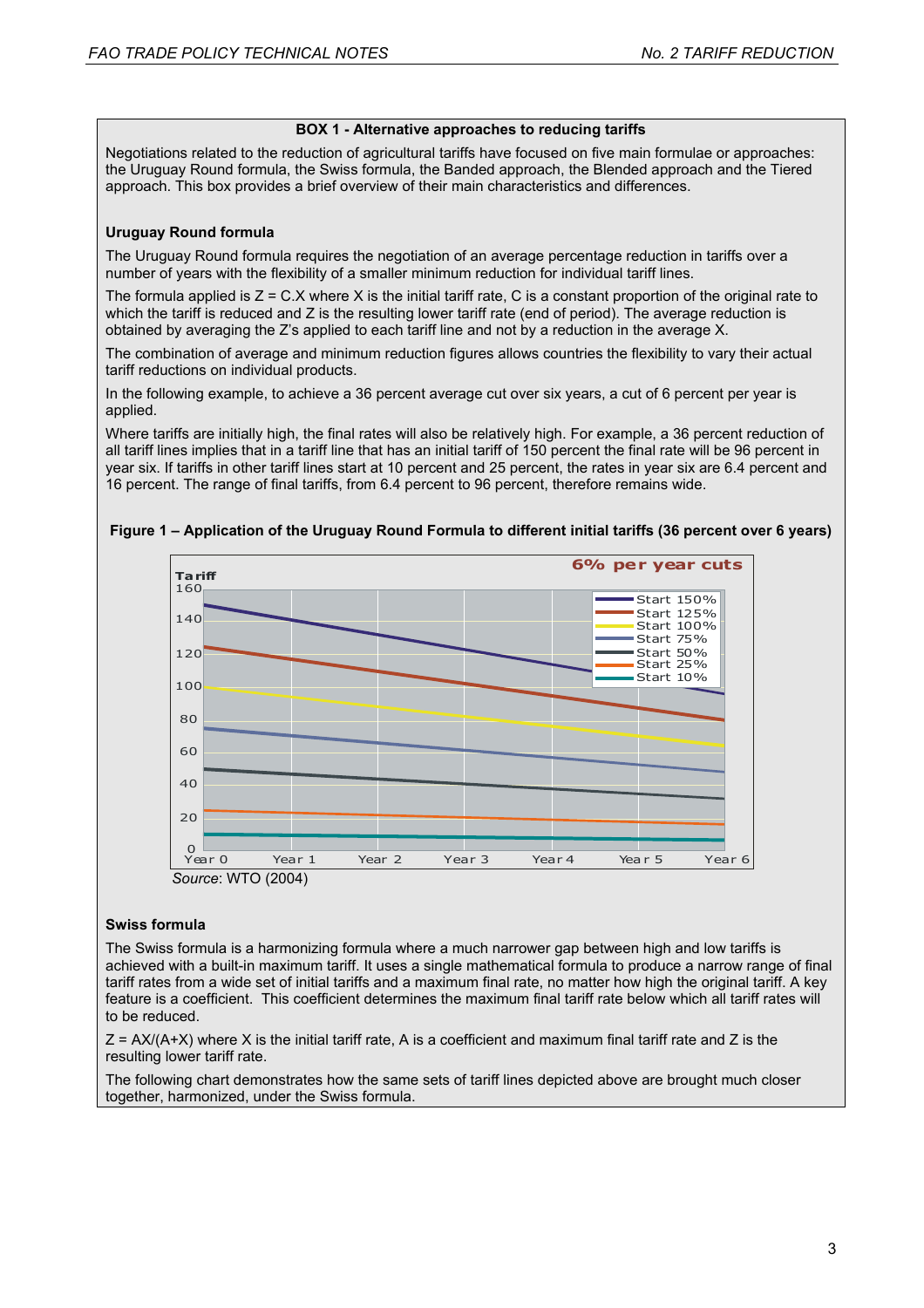**BOX 1 - Alternative approaches to reducing tariffs**

Negotiations related to the reduction of agricultural tariffs have focused on five main formulae or approaches: the Uruguay Round formula, the Swiss formula, the Banded approach, the Blended approach and the Tiered approach. This box provides a brief overview of their main characteristics and differences.

**Uruguay Round formula**

The Uruguay Round formula requires the negotiation of an average percentage reduction in tariffs over a number of years with the flexibility of a smaller minimum reduction for individual tariff lines.

The formula applied is $Z = C.X$ where X is the initial tariff rate, C is a constant proportion of the original rate to which the tariff is reduced and Z is the resulting lower tariff rate (end of period). The average reduction is obtained by averaging the Z's applied to each tariff line and not by a reduction in the average X.

The combination of average and minimum reduction figures allows countries the flexibility to vary their actual tariff reductions on individual products.

In the following example, to achieve a 36 percent average cut over six years, a cut of 6 percent per year is applied.

Where tariffs are initially high, the final rates will also be relatively high. For example, a 36 percent reduction of all tariff lines implies that in a tariff line that has an initial tariff of 150 percent the final rate will be 96 percent in year six. If tariffs in other tariff lines start at 10 percent and 25 percent, the rates in year six are 6.4 percent and 16 percent. The range of final tariffs, from 6.4 percent to 96 percent, therefore remains wide.

**Figure 1 – Application of the Uruguay Round Formula to different initial tariffs (36 percent over 6 years)**

6% per year cuts

Tariff

160
140
120
100
80
60
40
20
0

Year 0 Year 1 Year 2 Year 3 Year 4 Year 5 Year 6

Start 150%
Start 125%
Start 100%
Start 75%
Start 50%
Start 25%
Start 10%

*Source*: WTO (2004)

**Swiss formula**

The Swiss formula is a harmonizing formula where a much narrower gap between high and low tariffs is achieved with a built-in maximum tariff. It uses a single mathematical formula to produce a narrow range of final tariff rates from a wide set of initial tariffs and a maximum final rate, no matter how high the original tariff. A key feature is a coefficient. This coefficient determines the maximum final tariff rate below which all tariff rates will to be reduced.

$Z = AX/(A+X)$ where X is the initial tariff rate, A is a coefficient and maximum final tariff rate and Z is the resulting lower tariff rate.

The following chart demonstrates how the same sets of tariff lines depicted above are brought much closer together, harmonized, under the Swiss formula.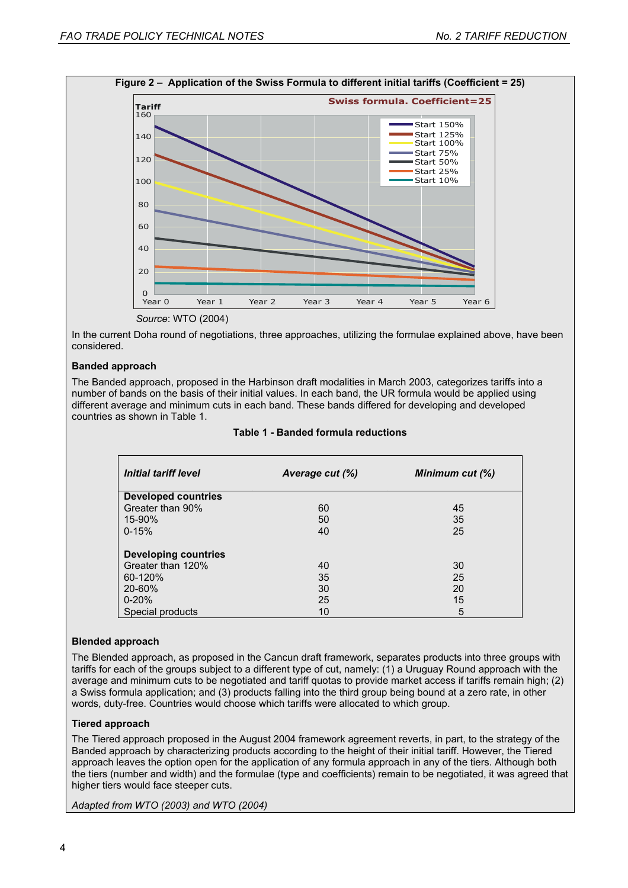**Figure 2 – Application of the Swiss Formula to different initial tariffs (Coefficient = 25)**

Swiss formula. Coefficient=25

Tariff

160
140
120
100
80
60
40
20
0

Year 0 Year 1 Year 2 Year 3 Year 4 Year 5 Year 6

Start 150%
Start 125%
Start 100%
Start 75%
Start 50%
Start 25%
Start 10%

*Source*: WTO (2004)

In the current Doha round of negotiations, three approaches, utilizing the formulae explained above, have been considered.

### Banded approach

The Banded approach, proposed in the Harbinson draft modalities in March 2003, categorizes tariffs into a number of bands on the basis of their initial values. In each band, the UR formula would be applied using different average and minimum cuts in each band. These bands differed for developing and developed countries as shown in Table 1.

**Table 1 - Banded formula reductions**

| *Initial tariff level* | *Average cut (%)* | *Minimum cut (%)* |
|---|---|---|
| **Developed countries** | | |
| Greater than 90% | 60 | 45 |
| 15-90% | 50 | 35 |
| 0-15% | 40 | 25 |
| **Developing countries** | | |
| Greater than 120% | 40 | 30 |
| 60-120% | 35 | 25 |
| 20-60% | 30 | 20 |
| 0-20% | 25 | 15 |
| Special products | 10 | 5 |

### Blended approach

The Blended approach, as proposed in the Cancun draft framework, separates products into three groups with tariffs for each of the groups subject to a different type of cut, namely: (1) a Uruguay Round approach with the average and minimum cuts to be negotiated and tariff quotas to provide market access if tariffs remain high; (2) a Swiss formula application; and (3) products falling into the third group being bound at a zero rate, in other words, duty-free. Countries would choose which tariffs were allocated to which group.

### Tiered approach

The Tiered approach proposed in the August 2004 framework agreement reverts, in part, to the strategy of the Banded approach by characterizing products according to the height of their initial tariff. However, the Tiered approach leaves the option open for the application of any formula approach in any of the tiers. Although both the tiers (number and width) and the formulae (type and coefficients) remain to be negotiated, it was agreed that higher tiers would face steeper cuts.

*Adapted from WTO (2003) and WTO (2004)*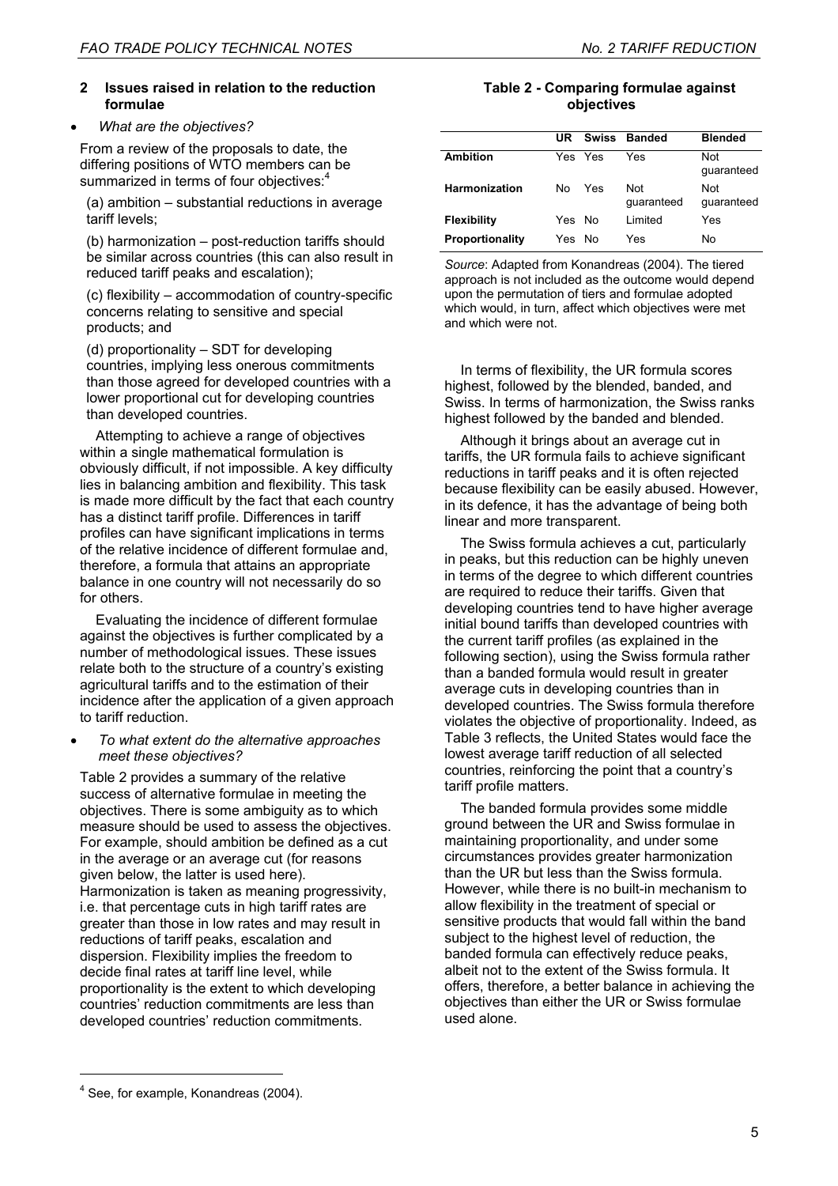## 2 Issues raised in relation to the reduction formulae

- *What are the objectives?*

From a review of the proposals to date, the differing positions of WTO members can be summarized in terms of four objectives:[4]

(a) ambition – substantial reductions in average tariff levels;

(b) harmonization – post-reduction tariffs should be similar across countries (this can also result in reduced tariff peaks and escalation);

(c) flexibility – accommodation of country-specific concerns relating to sensitive and special products; and

(d) proportionality – SDT for developing countries, implying less onerous commitments than those agreed for developed countries with a lower proportional cut for developing countries than developed countries.

Attempting to achieve a range of objectives within a single mathematical formulation is obviously difficult, if not impossible. A key difficulty lies in balancing ambition and flexibility. This task is made more difficult by the fact that each country has a distinct tariff profile. Differences in tariff profiles can have significant implications in terms of the relative incidence of different formulae and, therefore, a formula that attains an appropriate balance in one country will not necessarily do so for others.

Evaluating the incidence of different formulae against the objectives is further complicated by a number of methodological issues. These issues relate both to the structure of a country's existing agricultural tariffs and to the estimation of their incidence after the application of a given approach to tariff reduction.

- *To what extent do the alternative approaches meet these objectives?*

Table 2 provides a summary of the relative success of alternative formulae in meeting the objectives. There is some ambiguity as to which measure should be used to assess the objectives. For example, should ambition be defined as a cut in the average or an average cut (for reasons given below, the latter is used here). Harmonization is taken as meaning progressivity, i.e. that percentage cuts in high tariff rates are greater than those in low rates and may result in reductions of tariff peaks, escalation and dispersion. Flexibility implies the freedom to decide final rates at tariff line level, while proportionality is the extent to which developing countries' reduction commitments are less than developed countries' reduction commitments.

**Table 2 - Comparing formulae against objectives**

| | UR | Swiss | Banded | Blended |
|---|---|---|---|---|
| **Ambition** | Yes | Yes | Yes | Not guaranteed |
| **Harmonization** | No | Yes | Not guaranteed | Not guaranteed |
| **Flexibility** | Yes | No | Limited | Yes |
| **Proportionality** | Yes | No | Yes | No |

*Source*: Adapted from Konandreas (2004). The tiered approach is not included as the outcome would depend upon the permutation of tiers and formulae adopted which would, in turn, affect which objectives were met and which were not.

In terms of flexibility, the UR formula scores highest, followed by the blended, banded, and Swiss. In terms of harmonization, the Swiss ranks highest followed by the banded and blended.

Although it brings about an average cut in tariffs, the UR formula fails to achieve significant reductions in tariff peaks and it is often rejected because flexibility can be easily abused. However, in its defence, it has the advantage of being both linear and more transparent.

The Swiss formula achieves a cut, particularly in peaks, but this reduction can be highly uneven in terms of the degree to which different countries are required to reduce their tariffs. Given that developing countries tend to have higher average initial bound tariffs than developed countries with the current tariff profiles (as explained in the following section), using the Swiss formula rather than a banded formula would result in greater average cuts in developing countries than in developed countries. The Swiss formula therefore violates the objective of proportionality. Indeed, as Table 3 reflects, the United States would face the lowest average tariff reduction of all selected countries, reinforcing the point that a country's tariff profile matters.

The banded formula provides some middle ground between the UR and Swiss formulae in maintaining proportionality, and under some circumstances provides greater harmonization than the UR but less than the Swiss formula. However, while there is no built-in mechanism to allow flexibility in the treatment of special or sensitive products that would fall within the band subject to the highest level of reduction, the banded formula can effectively reduce peaks, albeit not to the extent of the Swiss formula. It offers, therefore, a better balance in achieving the objectives than either the UR or Swiss formulae used alone.

---

[4] See, for example, Konandreas (2004).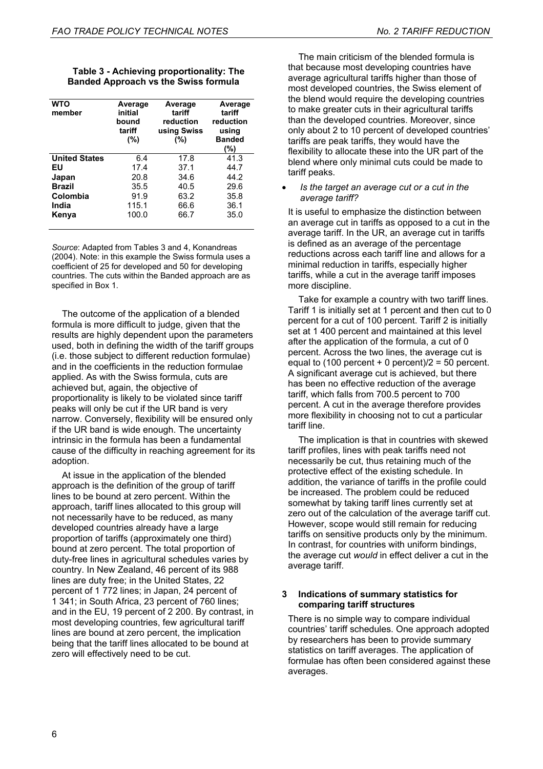**Table 3 - Achieving proportionality: The Banded Approach vs the Swiss formula**

| WTO member | Average initial bound tariff (%) | Average tariff reduction using Swiss (%) | Average tariff reduction using Banded (%) |
|---|---|---|---|
| **United States** | 6.4 | 17.8 | 41.3 |
| **EU** | 17.4 | 37.1 | 44.7 |
| **Japan** | 20.8 | 34.6 | 44.2 |
| **Brazil** | 35.5 | 40.5 | 29.6 |
| **Colombia** | 91.9 | 63.2 | 35.8 |
| **India** | 115.1 | 66.6 | 36.1 |
| **Kenya** | 100.0 | 66.7 | 35.0 |

*Source*: Adapted from Tables 3 and 4, Konandreas (2004). Note: in this example the Swiss formula uses a coefficient of 25 for developed and 50 for developing countries. The cuts within the Banded approach are as specified in Box 1.

The outcome of the application of a blended formula is more difficult to judge, given that the results are highly dependent upon the parameters used, both in defining the width of the tariff groups (i.e. those subject to different reduction formulae) and in the coefficients in the reduction formulae applied. As with the Swiss formula, cuts are achieved but, again, the objective of proportionality is likely to be violated since tariff peaks will only be cut if the UR band is very narrow. Conversely, flexibility will be ensured only if the UR band is wide enough. The uncertainty intrinsic in the formula has been a fundamental cause of the difficulty in reaching agreement for its adoption.

At issue in the application of the blended approach is the definition of the group of tariff lines to be bound at zero percent. Within the approach, tariff lines allocated to this group will not necessarily have to be reduced, as many developed countries already have a large proportion of tariffs (approximately one third) bound at zero percent. The total proportion of duty-free lines in agricultural schedules varies by country. In New Zealand, 46 percent of its 988 lines are duty free; in the United States, 22 percent of 1 772 lines; in Japan, 24 percent of 1 341; in South Africa, 23 percent of 760 lines; and in the EU, 19 percent of 2 200. By contrast, in most developing countries, few agricultural tariff lines are bound at zero percent, the implication being that the tariff lines allocated to be bound at zero will effectively need to be cut.

The main criticism of the blended formula is that because most developing countries have average agricultural tariffs higher than those of most developed countries, the Swiss element of the blend would require the developing countries to make greater cuts in their agricultural tariffs than the developed countries. Moreover, since only about 2 to 10 percent of developed countries' tariffs are peak tariffs, they would have the flexibility to allocate these into the UR part of the blend where only minimal cuts could be made to tariff peaks.

- *Is the target an average cut or a cut in the average tariff?*

It is useful to emphasize the distinction between an average cut in tariffs as opposed to a cut in the average tariff. In the UR, an average cut in tariffs is defined as an average of the percentage reductions across each tariff line and allows for a minimal reduction in tariffs, especially higher tariffs, while a cut in the average tariff imposes more discipline.

Take for example a country with two tariff lines. Tariff 1 is initially set at 1 percent and then cut to 0 percent for a cut of 100 percent. Tariff 2 is initially set at 1 400 percent and maintained at this level after the application of the formula, a cut of 0 percent. Across the two lines, the average cut is equal to (100 percent + 0 percent)/2 = 50 percent. A significant average cut is achieved, but there has been no effective reduction of the average tariff, which falls from 700.5 percent to 700 percent. A cut in the average therefore provides more flexibility in choosing not to cut a particular tariff line.

The implication is that in countries with skewed tariff profiles, lines with peak tariffs need not necessarily be cut, thus retaining much of the protective effect of the existing schedule. In addition, the variance of tariffs in the profile could be increased. The problem could be reduced somewhat by taking tariff lines currently set at zero out of the calculation of the average tariff cut. However, scope would still remain for reducing tariffs on sensitive products only by the minimum. In contrast, for countries with uniform bindings, the average cut *would* in effect deliver a cut in the average tariff.

### 3 Indications of summary statistics for comparing tariff structures

There is no simple way to compare individual countries' tariff schedules. One approach adopted by researchers has been to provide summary statistics on tariff averages. The application of formulae has often been considered against these averages.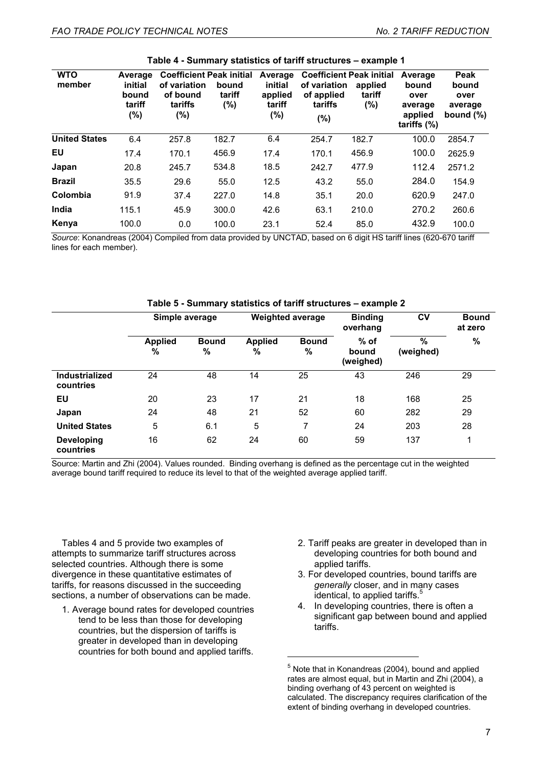**Table 4 - Summary statistics of tariff structures – example 1**

| WTO member | Average initial bound tariff (%) | Coefficient of variation of bound tariffs (%) | Peak initial bound tariff (%) | Average initial applied tariff (%) | Coefficient of variation of applied tariffs (%) | Peak initial applied tariff (%) | Average bound over average applied tariffs (%) | Peak bound over average bound (%) |
|---|---|---|---|---|---|---|---|---|
| **United States** | 6.4 | 257.8 | 182.7 | 6.4 | 254.7 | 182.7 | 100.0 | 2854.7 |
| **EU** | 17.4 | 170.1 | 456.9 | 17.4 | 170.1 | 456.9 | 100.0 | 2625.9 |
| **Japan** | 20.8 | 245.7 | 534.8 | 18.5 | 242.7 | 477.9 | 112.4 | 2571.2 |
| **Brazil** | 35.5 | 29.6 | 55.0 | 12.5 | 43.2 | 55.0 | 284.0 | 154.9 |
| **Colombia** | 91.9 | 37.4 | 227.0 | 14.8 | 35.1 | 20.0 | 620.9 | 247.0 |
| **India** | 115.1 | 45.9 | 300.0 | 42.6 | 63.1 | 210.0 | 270.2 | 260.6 |
| **Kenya** | 100.0 | 0.0 | 100.0 | 23.1 | 52.4 | 85.0 | 432.9 | 100.0 |

*Source*: Konandreas (2004) Compiled from data provided by UNCTAD, based on 6 digit HS tariff lines (620-670 tariff lines for each member).

**Table 5 - Summary statistics of tariff structures – example 2**

| | Simple average | | Weighted average | | Binding overhang | CV | Bound at zero |
|---|---|---|---|---|---|---|---|
| | Applied % | Bound % | Applied % | Bound % | % of bound (weighed) | % (weighed) | % |
| **Industrialized countries** | 24 | 48 | 14 | 25 | 43 | 246 | 29 |
| **EU** | 20 | 23 | 17 | 21 | 18 | 168 | 25 |
| **Japan** | 24 | 48 | 21 | 52 | 60 | 282 | 29 |
| **United States** | 5 | 6.1 | 5 | 7 | 24 | 203 | 28 |
| **Developing countries** | 16 | 62 | 24 | 60 | 59 | 137 | 1 |

Source: Martin and Zhi (2004). Values rounded. Binding overhang is defined as the percentage cut in the weighted average bound tariff required to reduce its level to that of the weighted average applied tariff.

Tables 4 and 5 provide two examples of attempts to summarize tariff structures across selected countries. Although there is some divergence in these quantitative estimates of tariffs, for reasons discussed in the succeeding sections, a number of observations can be made.

1. Average bound rates for developed countries tend to be less than those for developing countries, but the dispersion of tariffs is greater in developed than in developing countries for both bound and applied tariffs.
2. Tariff peaks are greater in developed than in developing countries for both bound and applied tariffs.
3. For developed countries, bound tariffs are *generally* closer, and in many cases identical, to applied tariffs.[5]
4. In developing countries, there is often a significant gap between bound and applied tariffs.

[5] Note that in Konandreas (2004), bound and applied rates are almost equal, but in Martin and Zhi (2004), a binding overhang of 43 percent on weighted is calculated. The discrepancy requires clarification of the extent of binding overhang in developed countries.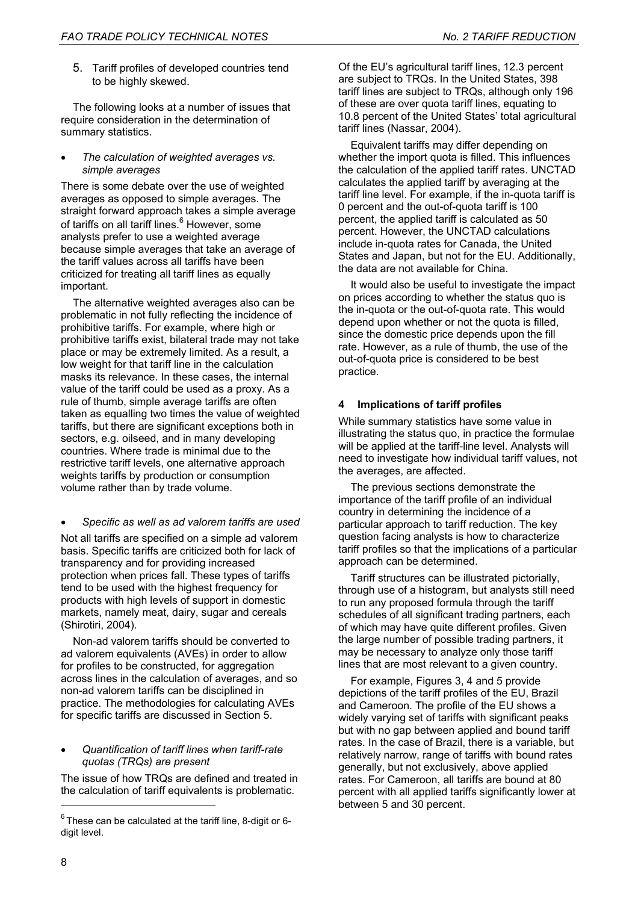5. Tariff profiles of developed countries tend to be highly skewed.

The following looks at a number of issues that require consideration in the determination of summary statistics.

- *The calculation of weighted averages vs. simple averages*

There is some debate over the use of weighted averages as opposed to simple averages. The straight forward approach takes a simple average of tariffs on all tariff lines.[6] However, some analysts prefer to use a weighted average because simple averages that take an average of the tariff values across all tariffs have been criticized for treating all tariff lines as equally important.

The alternative weighted averages also can be problematic in not fully reflecting the incidence of prohibitive tariffs. For example, where high or prohibitive tariffs exist, bilateral trade may not take place or may be extremely limited. As a result, a low weight for that tariff line in the calculation masks its relevance. In these cases, the internal value of the tariff could be used as a proxy. As a rule of thumb, simple average tariffs are often taken as equalling two times the value of weighted tariffs, but there are significant exceptions both in sectors, e.g. oilseed, and in many developing countries. Where trade is minimal due to the restrictive tariff levels, one alternative approach weights tariffs by production or consumption volume rather than by trade volume.

- *Specific as well as ad valorem tariffs are used*

Not all tariffs are specified on a simple ad valorem basis. Specific tariffs are criticized both for lack of transparency and for providing increased protection when prices fall. These types of tariffs tend to be used with the highest frequency for products with high levels of support in domestic markets, namely meat, dairy, sugar and cereals (Shirotiri, 2004).

Non-ad valorem tariffs should be converted to ad valorem equivalents (AVEs) in order to allow for profiles to be constructed, for aggregation across lines in the calculation of averages, and so non-ad valorem tariffs can be disciplined in practice. The methodologies for calculating AVEs for specific tariffs are discussed in Section 5.

- *Quantification of tariff lines when tariff-rate quotas (TRQs) are present*

The issue of how TRQs are defined and treated in the calculation of tariff equivalents is problematic. Of the EU's agricultural tariff lines, 12.3 percent are subject to TRQs. In the United States, 398 tariff lines are subject to TRQs, although only 196 of these are over quota tariff lines, equating to 10.8 percent of the United States' total agricultural tariff lines (Nassar, 2004).

Equivalent tariffs may differ depending on whether the import quota is filled. This influences the calculation of the applied tariff rates. UNCTAD calculates the applied tariff by averaging at the tariff line level. For example, if the in-quota tariff is 0 percent and the out-of-quota tariff is 100 percent, the applied tariff is calculated as 50 percent. However, the UNCTAD calculations include in-quota rates for Canada, the United States and Japan, but not for the EU. Additionally, the data are not available for China.

It would also be useful to investigate the impact on prices according to whether the status quo is the in-quota or the out-of-quota rate. This would depend upon whether or not the quota is filled, since the domestic price depends upon the fill rate. However, as a rule of thumb, the use of the out-of-quota price is considered to be best practice.

## 4 Implications of tariff profiles

While summary statistics have some value in illustrating the status quo, in practice the formulae will be applied at the tariff-line level. Analysts will need to investigate how individual tariff values, not the averages, are affected.

The previous sections demonstrate the importance of the tariff profile of an individual country in determining the incidence of a particular approach to tariff reduction. The key question facing analysts is how to characterize tariff profiles so that the implications of a particular approach can be determined.

Tariff structures can be illustrated pictorially, through use of a histogram, but analysts still need to run any proposed formula through the tariff schedules of all significant trading partners, each of which may have quite different profiles. Given the large number of possible trading partners, it may be necessary to analyze only those tariff lines that are most relevant to a given country.

For example, Figures 3, 4 and 5 provide depictions of the tariff profiles of the EU, Brazil and Cameroon. The profile of the EU shows a widely varying set of tariffs with significant peaks but with no gap between applied and bound tariff rates. In the case of Brazil, there is a variable, but relatively narrow, range of tariffs with bound rates generally, but not exclusively, above applied rates. For Cameroon, all tariffs are bound at 80 percent with all applied tariffs significantly lower at between 5 and 30 percent.

[6] These can be calculated at the tariff line, 8-digit or 6-digit level.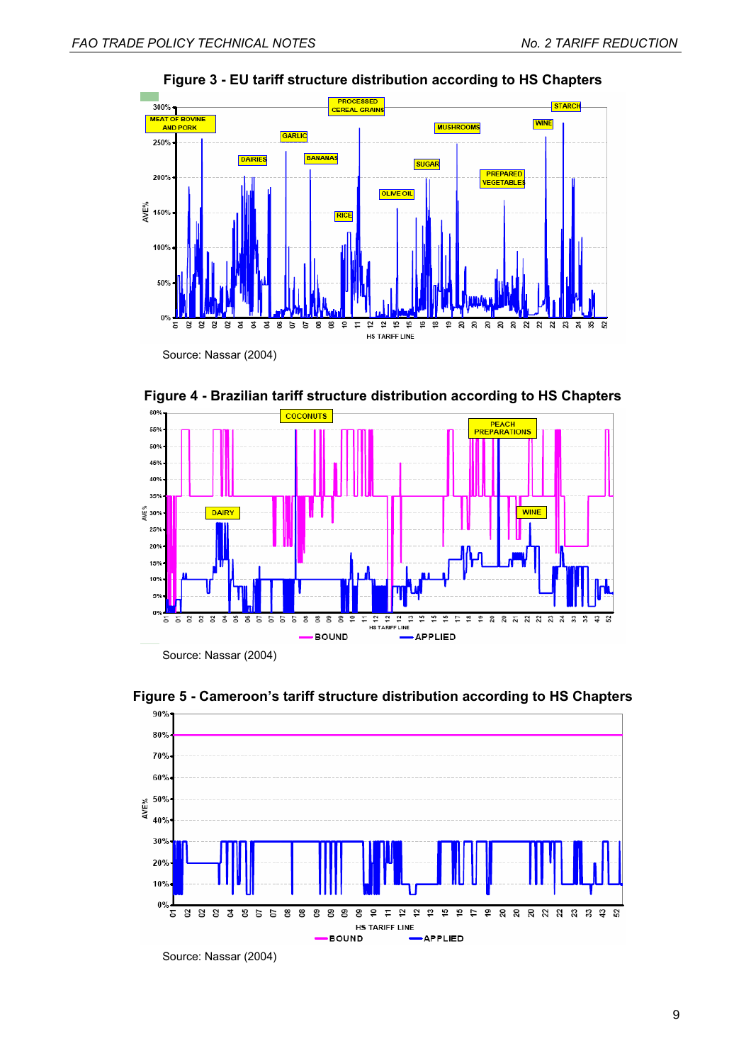**Figure 3 - EU tariff structure distribution according to HS Chapters**

MEAT OF BOVINE AND PORK
DAIRIES
GARLIC
BANANAS
PROCESSED CEREAL GRAINS
RICE
OLIVE OIL
SUGAR
MUSHROOMS
PREPARED VEGETABLES
WINE
STARCH

AVE%
300%
250%
200%
150%
100%
50%
0%

01 02 02 02 02 04 04 06 07 07 08 08 10 11 12 15 15 16 18 19 20 20 20 20 22 22 23 24 35 52

HS TARIFF LINE

Source: Nassar (2004)

**Figure 4 - Brazilian tariff structure distribution according to HS Chapters**

COCONUTS
PEACH PREPARATIONS
DAIRY
WINE

AVE%
60%
55%
50%
45%
40%
35%
30%
25%
20%
15%
10%
5%
0%

01 01 02 02 02 04 05 06 07 07 07 08 08 09 10 11 12 12 13 15 15 17 18 19 20 20 21 22 22 23 24 33 35 43 52

HS TARIFF LINE

BOUND
APPLIED

Source: Nassar (2004)

**Figure 5 - Cameroon's tariff structure distribution according to HS Chapters**

AVE%
90%
80%
70%
60%
50%
40%
30%
20%
10%
0%

01 02 02 02 04 05 07 07 08 08 09 09 09 10 11 12 12 13 15 15 17 19 20 20 22 22 23 33 43 52

HS TARIFF LINE

BOUND
APPLIED

Source: Nassar (2004)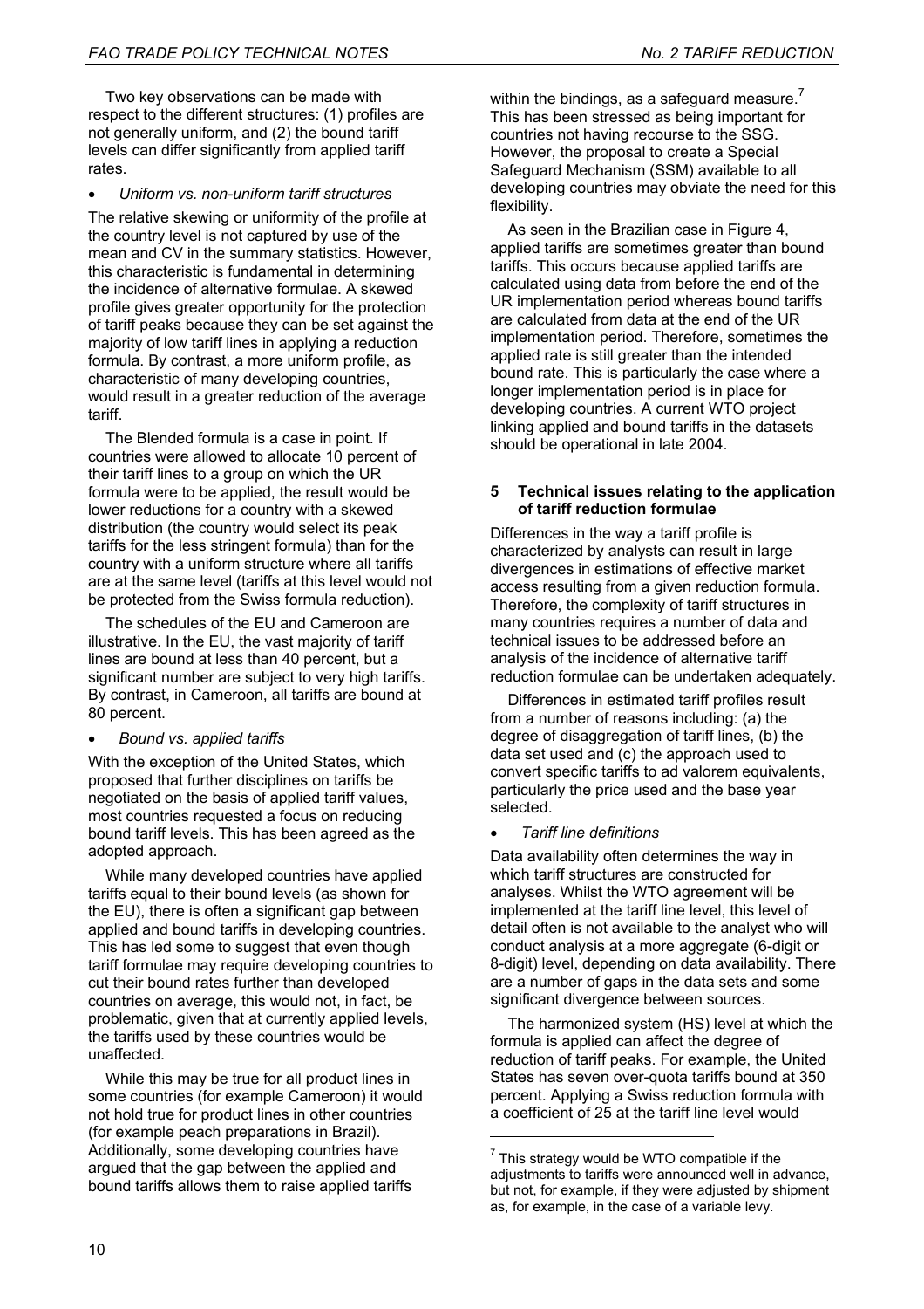Two key observations can be made with respect to the different structures: (1) profiles are not generally uniform, and (2) the bound tariff levels can differ significantly from applied tariff rates.

- *Uniform vs. non-uniform tariff structures*

The relative skewing or uniformity of the profile at the country level is not captured by use of the mean and CV in the summary statistics. However, this characteristic is fundamental in determining the incidence of alternative formulae. A skewed profile gives greater opportunity for the protection of tariff peaks because they can be set against the majority of low tariff lines in applying a reduction formula. By contrast, a more uniform profile, as characteristic of many developing countries, would result in a greater reduction of the average tariff.

The Blended formula is a case in point. If countries were allowed to allocate 10 percent of their tariff lines to a group on which the UR formula were to be applied, the result would be lower reductions for a country with a skewed distribution (the country would select its peak tariffs for the less stringent formula) than for the country with a uniform structure where all tariffs are at the same level (tariffs at this level would not be protected from the Swiss formula reduction).

The schedules of the EU and Cameroon are illustrative. In the EU, the vast majority of tariff lines are bound at less than 40 percent, but a significant number are subject to very high tariffs. By contrast, in Cameroon, all tariffs are bound at 80 percent.

- *Bound vs. applied tariffs*

With the exception of the United States, which proposed that further disciplines on tariffs be negotiated on the basis of applied tariff values, most countries requested a focus on reducing bound tariff levels. This has been agreed as the adopted approach.

While many developed countries have applied tariffs equal to their bound levels (as shown for the EU), there is often a significant gap between applied and bound tariffs in developing countries. This has led some to suggest that even though tariff formulae may require developing countries to cut their bound rates further than developed countries on average, this would not, in fact, be problematic, given that at currently applied levels, the tariffs used by these countries would be unaffected.

While this may be true for all product lines in some countries (for example Cameroon) it would not hold true for product lines in other countries (for example peach preparations in Brazil). Additionally, some developing countries have argued that the gap between the applied and bound tariffs allows them to raise applied tariffs within the bindings, as a safeguard measure.[7] This has been stressed as being important for countries not having recourse to the SSG. However, the proposal to create a Special Safeguard Mechanism (SSM) available to all developing countries may obviate the need for this flexibility.

As seen in the Brazilian case in Figure 4, applied tariffs are sometimes greater than bound tariffs. This occurs because applied tariffs are calculated using data from before the end of the UR implementation period whereas bound tariffs are calculated from data at the end of the UR implementation period. Therefore, sometimes the applied rate is still greater than the intended bound rate. This is particularly the case where a longer implementation period is in place for developing countries. A current WTO project linking applied and bound tariffs in the datasets should be operational in late 2004.

## 5 Technical issues relating to the application of tariff reduction formulae

Differences in the way a tariff profile is characterized by analysts can result in large divergences in estimations of effective market access resulting from a given reduction formula. Therefore, the complexity of tariff structures in many countries requires a number of data and technical issues to be addressed before an analysis of the incidence of alternative tariff reduction formulae can be undertaken adequately.

Differences in estimated tariff profiles result from a number of reasons including: (a) the degree of disaggregation of tariff lines, (b) the data set used and (c) the approach used to convert specific tariffs to ad valorem equivalents, particularly the price used and the base year selected.

- *Tariff line definitions*

Data availability often determines the way in which tariff structures are constructed for analyses. Whilst the WTO agreement will be implemented at the tariff line level, this level of detail often is not available to the analyst who will conduct analysis at a more aggregate (6-digit or 8-digit) level, depending on data availability. There are a number of gaps in the data sets and some significant divergence between sources.

The harmonized system (HS) level at which the formula is applied can affect the degree of reduction of tariff peaks. For example, the United States has seven over-quota tariffs bound at 350 percent. Applying a Swiss reduction formula with a coefficient of 25 at the tariff line level would

[7] This strategy would be WTO compatible if the adjustments to tariffs were announced well in advance, but not, for example, if they were adjusted by shipment as, for example, in the case of a variable levy.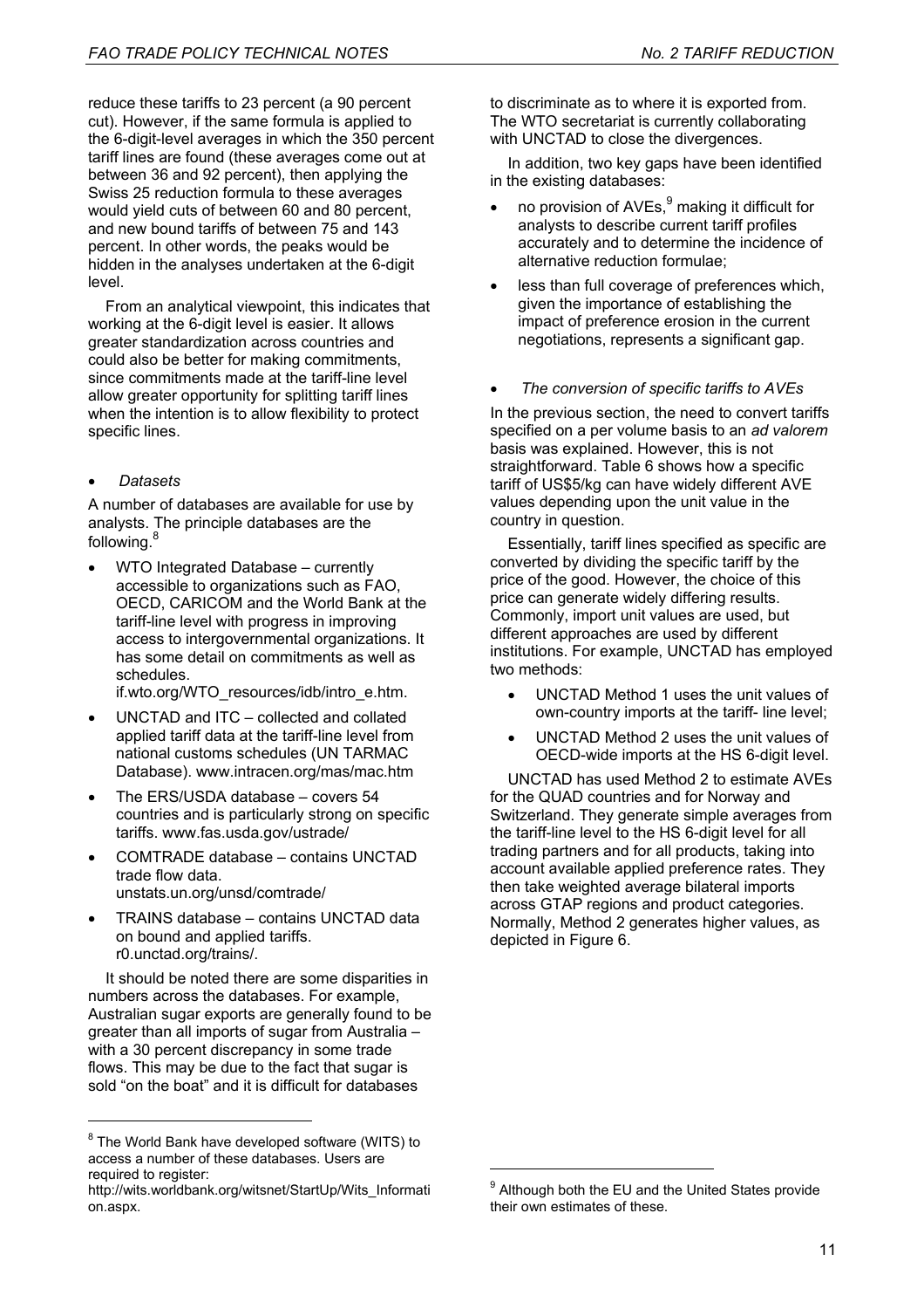reduce these tariffs to 23 percent (a 90 percent cut). However, if the same formula is applied to the 6-digit-level averages in which the 350 percent tariff lines are found (these averages come out at between 36 and 92 percent), then applying the Swiss 25 reduction formula to these averages would yield cuts of between 60 and 80 percent, and new bound tariffs of between 75 and 143 percent. In other words, the peaks would be hidden in the analyses undertaken at the 6-digit level.

From an analytical viewpoint, this indicates that working at the 6-digit level is easier. It allows greater standardization across countries and could also be better for making commitments, since commitments made at the tariff-line level allow greater opportunity for splitting tariff lines when the intention is to allow flexibility to protect specific lines.

- *Datasets*

A number of databases are available for use by analysts. The principle databases are the following.[8]

- WTO Integrated Database – currently accessible to organizations such as FAO, OECD, CARICOM and the World Bank at the tariff-line level with progress in improving access to intergovernmental organizations. It has some detail on commitments as well as schedules. if.wto.org/WTO_resources/idb/intro_e.htm.
- UNCTAD and ITC – collected and collated applied tariff data at the tariff-line level from national customs schedules (UN TARMAC Database). www.intracen.org/mas/mac.htm
- The ERS/USDA database – covers 54 countries and is particularly strong on specific tariffs. www.fas.usda.gov/ustrade/
- COMTRADE database – contains UNCTAD trade flow data. unstats.un.org/unsd/comtrade/
- TRAINS database – contains UNCTAD data on bound and applied tariffs. r0.unctad.org/trains/.

It should be noted there are some disparities in numbers across the databases. For example, Australian sugar exports are generally found to be greater than all imports of sugar from Australia – with a 30 percent discrepancy in some trade flows. This may be due to the fact that sugar is sold "on the boat" and it is difficult for databases to discriminate as to where it is exported from. The WTO secretariat is currently collaborating with UNCTAD to close the divergences.

In addition, two key gaps have been identified in the existing databases:

- no provision of AVEs,[9] making it difficult for analysts to describe current tariff profiles accurately and to determine the incidence of alternative reduction formulae;
- less than full coverage of preferences which, given the importance of establishing the impact of preference erosion in the current negotiations, represents a significant gap.

- *The conversion of specific tariffs to AVEs*

In the previous section, the need to convert tariffs specified on a per volume basis to an *ad valorem* basis was explained. However, this is not straightforward. Table 6 shows how a specific tariff of US$5/kg can have widely different AVE values depending upon the unit value in the country in question.

Essentially, tariff lines specified as specific are converted by dividing the specific tariff by the price of the good. However, the choice of this price can generate widely differing results. Commonly, import unit values are used, but different approaches are used by different institutions. For example, UNCTAD has employed two methods:

- UNCTAD Method 1 uses the unit values of own-country imports at the tariff- line level;
- UNCTAD Method 2 uses the unit values of OECD-wide imports at the HS 6-digit level.

UNCTAD has used Method 2 to estimate AVEs for the QUAD countries and for Norway and Switzerland. They generate simple averages from the tariff-line level to the HS 6-digit level for all trading partners and for all products, taking into account available applied preference rates. They then take weighted average bilateral imports across GTAP regions and product categories. Normally, Method 2 generates higher values, as depicted in Figure 6.

[8] The World Bank have developed software (WITS) to access a number of these databases. Users are required to register: http://wits.worldbank.org/witsnet/StartUp/Wits_Information.aspx.

[9] Although both the EU and the United States provide their own estimates of these.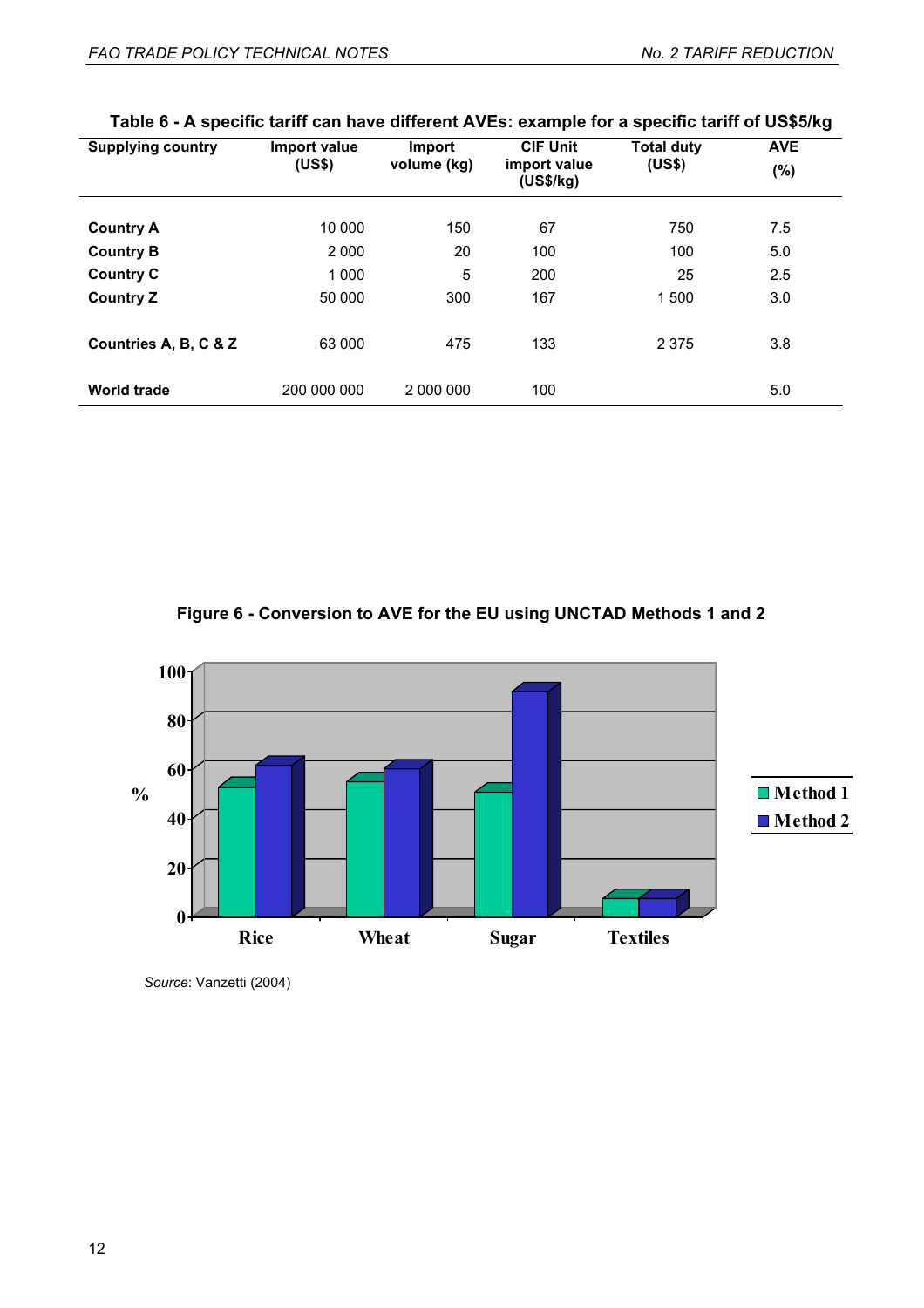**Table 6 - A specific tariff can have different AVEs: example for a specific tariff of US$5/kg**

| Supplying country | Import value (US$) | Import volume (kg) | CIF Unit import value (US$/kg) | Total duty (US$) | AVE (%) |
|---|---|---|---|---|---|
| **Country A** | 10 000 | 150 | 67 | 750 | 7.5 |
| **Country B** | 2 000 | 20 | 100 | 100 | 5.0 |
| **Country C** | 1 000 | 5 | 200 | 25 | 2.5 |
| **Country Z** | 50 000 | 300 | 167 | 1 500 | 3.0 |
| **Countries A, B, C & Z** | 63 000 | 475 | 133 | 2 375 | 3.8 |
| **World trade** | 200 000 000 | 2 000 000 | 100 | | 5.0 |

**Figure 6 - Conversion to AVE for the EU using UNCTAD Methods 1 and 2**

%

100
80
60
40
20
0

Rice
Wheat
Sugar
Textiles

Method 1
Method 2

*Source*: Vanzetti (2004)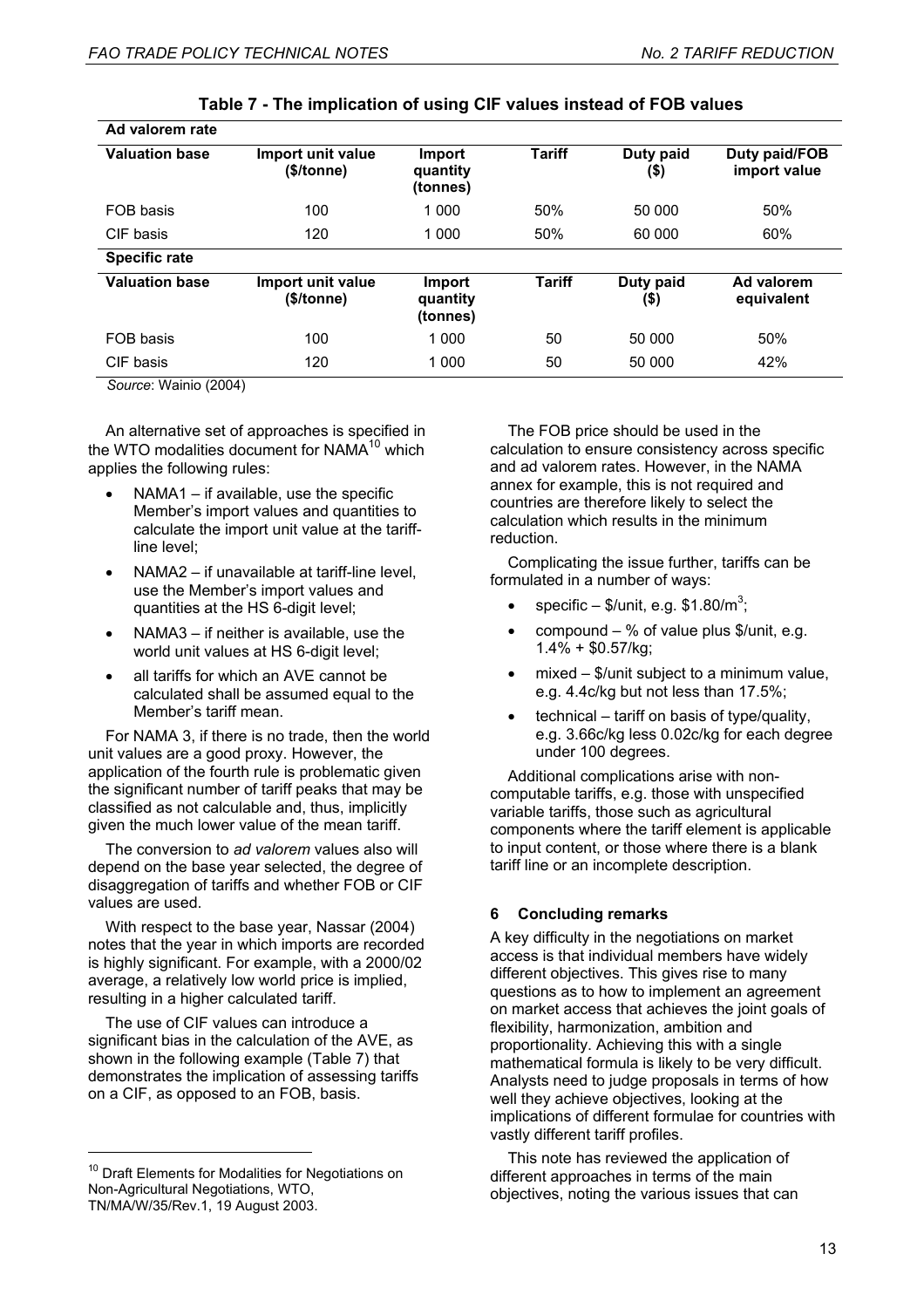**Table 7 - The implication of using CIF values instead of FOB values**

| Ad valorem rate | | | | | |
|---|---|---|---|---|---|
| **Valuation base** | **Import unit value ($/tonne)** | **Import quantity (tonnes)** | **Tariff** | **Duty paid ($)** | **Duty paid/FOB import value** |
| FOB basis | 100 | 1 000 | 50% | 50 000 | 50% |
| CIF basis | 120 | 1 000 | 50% | 60 000 | 60% |
| **Specific rate** | | | | | |
| **Valuation base** | **Import unit value ($/tonne)** | **Import quantity (tonnes)** | **Tariff** | **Duty paid ($)** | **Ad valorem equivalent** |
| FOB basis | 100 | 1 000 | 50 | 50 000 | 50% |
| CIF basis | 120 | 1 000 | 50 | 50 000 | 42% |

*Source*: Wainio (2004)

An alternative set of approaches is specified in the WTO modalities document for NAMA[10] which applies the following rules:

- NAMA1 – if available, use the specific Member's import values and quantities to calculate the import unit value at the tariff-line level;
- NAMA2 – if unavailable at tariff-line level, use the Member's import values and quantities at the HS 6-digit level;
- NAMA3 – if neither is available, use the world unit values at HS 6-digit level;
- all tariffs for which an AVE cannot be calculated shall be assumed equal to the Member's tariff mean.

For NAMA 3, if there is no trade, then the world unit values are a good proxy. However, the application of the fourth rule is problematic given the significant number of tariff peaks that may be classified as not calculable and, thus, implicitly given the much lower value of the mean tariff.

The conversion to *ad valorem* values also will depend on the base year selected, the degree of disaggregation of tariffs and whether FOB or CIF values are used.

With respect to the base year, Nassar (2004) notes that the year in which imports are recorded is highly significant. For example, with a 2000/02 average, a relatively low world price is implied, resulting in a higher calculated tariff.

The use of CIF values can introduce a significant bias in the calculation of the AVE, as shown in the following example (Table 7) that demonstrates the implication of assessing tariffs on a CIF, as opposed to an FOB, basis.

The FOB price should be used in the calculation to ensure consistency across specific and ad valorem rates. However, in the NAMA annex for example, this is not required and countries are therefore likely to select the calculation which results in the minimum reduction.

Complicating the issue further, tariffs can be formulated in a number of ways:

- specific – $/unit, e.g. $1.80/m$^3$;
- compound – % of value plus $/unit, e.g. 1.4% + $0.57/kg;
- mixed – $/unit subject to a minimum value, e.g. 4.4c/kg but not less than 17.5%;
- technical – tariff on basis of type/quality, e.g. 3.66c/kg less 0.02c/kg for each degree under 100 degrees.

Additional complications arise with non-computable tariffs, e.g. those with unspecified variable tariffs, those such as agricultural components where the tariff element is applicable to input content, or those where there is a blank tariff line or an incomplete description.

## 6 Concluding remarks

A key difficulty in the negotiations on market access is that individual members have widely different objectives. This gives rise to many questions as to how to implement an agreement on market access that achieves the joint goals of flexibility, harmonization, ambition and proportionality. Achieving this with a single mathematical formula is likely to be very difficult. Analysts need to judge proposals in terms of how well they achieve objectives, looking at the implications of different formulae for countries with vastly different tariff profiles.

This note has reviewed the application of different approaches in terms of the main objectives, noting the various issues that can

[10] Draft Elements for Modalities for Negotiations on Non-Agricultural Negotiations, WTO, TN/MA/W/35/Rev.1, 19 August 2003.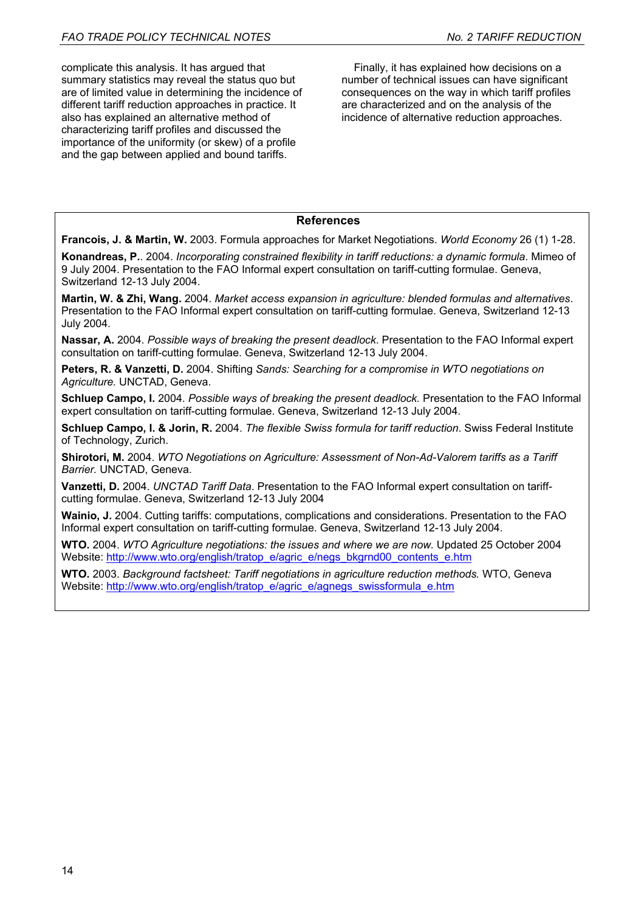complicate this analysis. It has argued that summary statistics may reveal the status quo but are of limited value in determining the incidence of different tariff reduction approaches in practice. It also has explained an alternative method of characterizing tariff profiles and discussed the importance of the uniformity (or skew) of a profile and the gap between applied and bound tariffs.

Finally, it has explained how decisions on a number of technical issues can have significant consequences on the way in which tariff profiles are characterized and on the analysis of the incidence of alternative reduction approaches.

## References

**Francois, J. & Martin, W.** 2003. Formula approaches for Market Negotiations. *World Economy* 26 (1) 1-28.

**Konandreas, P.**. 2004. *Incorporating constrained flexibility in tariff reductions: a dynamic formula*. Mimeo of 9 July 2004. Presentation to the FAO Informal expert consultation on tariff-cutting formulae. Geneva, Switzerland 12-13 July 2004.

**Martin, W. & Zhi, Wang.** 2004. *Market access expansion in agriculture: blended formulas and alternatives*. Presentation to the FAO Informal expert consultation on tariff-cutting formulae. Geneva, Switzerland 12-13 July 2004.

**Nassar, A.** 2004. *Possible ways of breaking the present deadlock*. Presentation to the FAO Informal expert consultation on tariff-cutting formulae. Geneva, Switzerland 12-13 July 2004.

**Peters, R. & Vanzetti, D.** 2004. Shifting *Sands: Searching for a compromise in WTO negotiations on Agriculture.* UNCTAD, Geneva.

**Schluep Campo, I.** 2004. *Possible ways of breaking the present deadlock.* Presentation to the FAO Informal expert consultation on tariff-cutting formulae. Geneva, Switzerland 12-13 July 2004.

**Schluep Campo, I. & Jorin, R.** 2004. *The flexible Swiss formula for tariff reduction*. Swiss Federal Institute of Technology, Zurich.

**Shirotori, M.** 2004. *WTO Negotiations on Agriculture: Assessment of Non-Ad-Valorem tariffs as a Tariff Barrier.* UNCTAD, Geneva.

**Vanzetti, D.** 2004. *UNCTAD Tariff Data*. Presentation to the FAO Informal expert consultation on tariff-cutting formulae. Geneva, Switzerland 12-13 July 2004

**Wainio, J.** 2004. Cutting tariffs: computations, complications and considerations. Presentation to the FAO Informal expert consultation on tariff-cutting formulae. Geneva, Switzerland 12-13 July 2004.

**WTO.** 2004. *WTO Agriculture negotiations: the issues and where we are now.* Updated 25 October 2004 Website: http://www.wto.org/english/tratop_e/agric_e/negs_bkgrnd00_contents_e.htm

**WTO.** 2003. *Background factsheet: Tariff negotiations in agriculture reduction methods.* WTO, Geneva Website: http://www.wto.org/english/tratop_e/agric_e/agnegs_swissformula_e.htm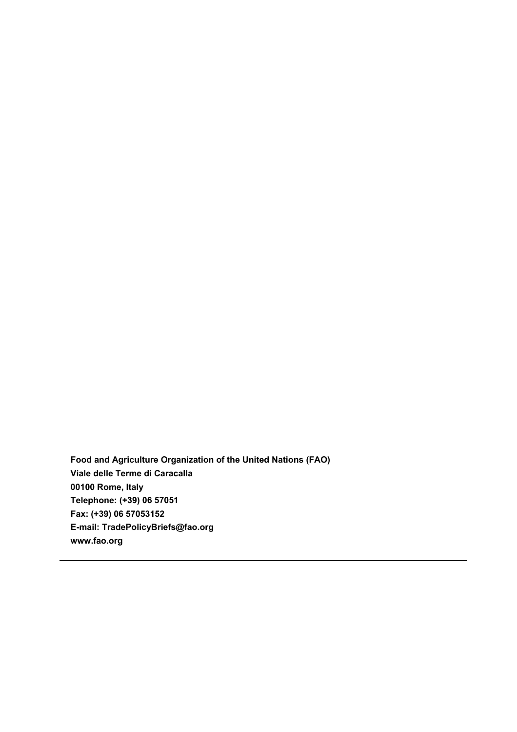**Food and Agriculture Organization of the United Nations (FAO)**
**Viale delle Terme di Caracalla**
**00100 Rome, Italy**
**Telephone: (+39) 06 57051**
**Fax: (+39) 06 57053152**
**E-mail: TradePolicyBriefs@fao.org**
**www.fao.org**

---